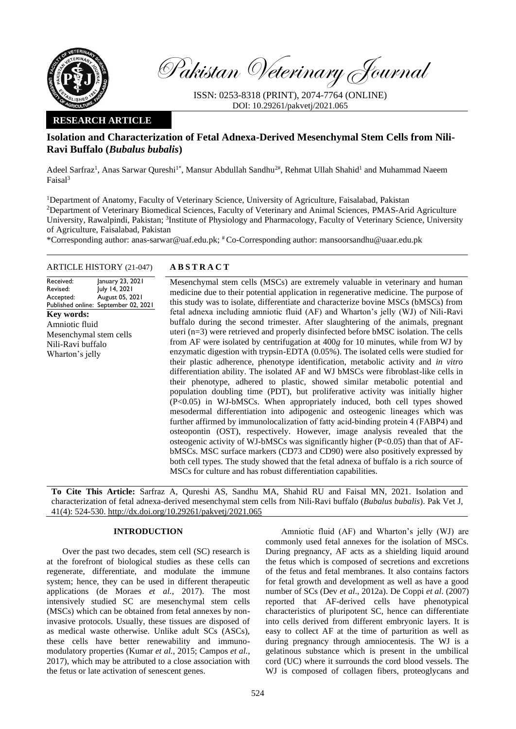Pakistan Veterinary Journal

ISSN: 0253-8318 (PRINT), 2074-7764 (ONLINE)
DOI: 10.29261/pakvetj/2021.065

**RESEARCH ARTICLE**

# Isolation and Characterization of Fetal Adnexa-Derived Mesenchymal Stem Cells from Nili-Ravi Buffalo (*Bubalus bubalis*)

Adeel Sarfraz[1], Anas Sarwar Qureshi[1*], Mansur Abdullah Sandhu[2#], Rehmat Ullah Shahid[1] and Muhammad Naeem Faisal[3]

[1]Department of Anatomy, Faculty of Veterinary Science, University of Agriculture, Faisalabad, Pakistan
[2]Department of Veterinary Biomedical Sciences, Faculty of Veterinary and Animal Sciences, PMAS-Arid Agriculture University, Rawalpindi, Pakistan; [3]Institute of Physiology and Pharmacology, Faculty of Veterinary Science, University of Agriculture, Faisalabad, Pakistan

*Corresponding author: anas-sarwar@uaf.edu.pk; # Co-Corresponding author: mansoorsandhu@uaar.edu.pk

**ARTICLE HISTORY** (21-047)

Received: January 23, 2021
Revised: July 14, 2021
Accepted: August 05, 2021
Published online: September 02, 2021

**Key words:**
Amniotic fluid
Mesenchymal stem cells
Nili-Ravi buffalo
Wharton's jelly

**ABSTRACT**

Mesenchymal stem cells (MSCs) are extremely valuable in veterinary and human medicine due to their potential application in regenerative medicine. The purpose of this study was to isolate, differentiate and characterize bovine MSCs (bMSCs) from fetal adnexa including amniotic fluid (AF) and Wharton's jelly (WJ) of Nili-Ravi buffalo during the second trimester. After slaughtering of the animals, pregnant uteri (n=3) were retrieved and properly disinfected before bMSC isolation. The cells from AF were isolated by centrifugation at 400*g* for 10 minutes, while from WJ by enzymatic digestion with trypsin-EDTA (0.05%). The isolated cells were studied for their plastic adherence, phenotype identification, metabolic activity and *in vitro* differentiation ability. The isolated AF and WJ bMSCs were fibroblast-like cells in their phenotype, adhered to plastic, showed similar metabolic potential and population doubling time (PDT), but proliferative activity was initially higher ($P<0.05$) in WJ-bMSCs. When appropriately induced, both cell types showed mesodermal differentiation into adipogenic and osteogenic lineages which was further affirmed by immunolocalization of fatty acid-binding protein 4 (FABP4) and osteopontin (OST), respectively. However, image analysis revealed that the osteogenic activity of WJ-bMSCs was significantly higher ($P<0.05$) than that of AF-bMSCs. MSC surface markers (CD73 and CD90) were also positively expressed by both cell types. The study showed that the fetal adnexa of buffalo is a rich source of MSCs for culture and has robust differentiation capabilities.

**To Cite This Article:** Sarfraz A, Qureshi AS, Sandhu MA, Shahid RU and Faisal MN, 2021. Isolation and characterization of fetal adnexa-derived mesenchymal stem cells from Nili-Ravi buffalo (*Bubalus bubalis*). Pak Vet J, 41(4): 524-530. http://dx.doi.org/10.29261/pakvetj/2021.065

## INTRODUCTION

Over the past two decades, stem cell (SC) research is at the forefront of biological studies as these cells can regenerate, differentiate, and modulate the immune system; hence, they can be used in different therapeutic applications (de Moraes *et al.*, 2017). The most intensively studied SC are mesenchymal stem cells (MSCs) which can be obtained from fetal annexes by non-invasive protocols. Usually, these tissues are disposed of as medical waste otherwise. Unlike adult SCs (ASCs), these cells have better renewability and immuno-modulatory properties (Kumar *et al.*, 2015; Campos *et al.*, 2017), which may be attributed to a close association with the fetus or late activation of senescent genes.

Amniotic fluid (AF) and Wharton's jelly (WJ) are commonly used fetal annexes for the isolation of MSCs. During pregnancy, AF acts as a shielding liquid around the fetus which is composed of secretions and excretions of the fetus and fetal membranes. It also contains factors for fetal growth and development as well as have a good number of SCs (Dev *et al.*, 2012a). De Coppi *et al*. (2007) reported that AF-derived cells have phenotypical characteristics of pluripotent SC, hence can differentiate into cells derived from different embryonic layers. It is easy to collect AF at the time of parturition as well as during pregnancy through amniocentesis. The WJ is a gelatinous substance which is present in the umbilical cord (UC) where it surrounds the cord blood vessels. The WJ is composed of collagen fibers, proteoglycans and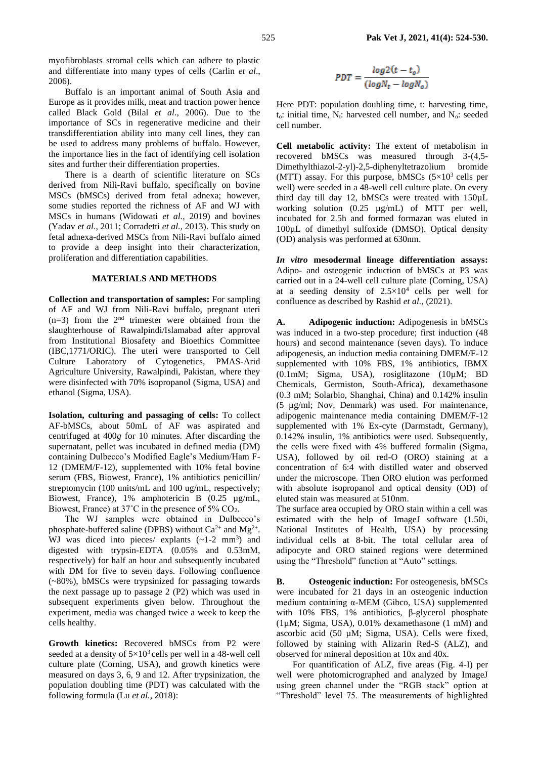myofibroblasts stromal cells which can adhere to plastic and differentiate into many types of cells (Carlin *et al*., 2006).

Buffalo is an important animal of South Asia and Europe as it provides milk, meat and traction power hence called Black Gold (Bilal *et al*., 2006). Due to the importance of SCs in regenerative medicine and their transdifferentiation ability into many cell lines, they can be used to address many problems of buffalo. However, the importance lies in the fact of identifying cell isolation sites and further their differentiation properties.

There is a dearth of scientific literature on SCs derived from Nili-Ravi buffalo, specifically on bovine MSCs (bMSCs) derived from fetal adnexa; however, some studies reported the richness of AF and WJ with MSCs in humans (Widowati *et al.*, 2019) and bovines (Yadav *et al.*, 2011; Corradetti *et al.*, 2013). This study on fetal adnexa-derived MSCs from Nili-Ravi buffalo aimed to provide a deep insight into their characterization, proliferation and differentiation capabilities.

## MATERIALS AND METHODS

**Collection and transportation of samples:** For sampling of AF and WJ from Nili-Ravi buffalo, pregnant uteri (n=3) from the 2nd trimester were obtained from the slaughterhouse of Rawalpindi/Islamabad after approval from Institutional Biosafety and Bioethics Committee (IBC,1771/ORIC). The uteri were transported to Cell Culture Laboratory of Cytogenetics, PMAS-Arid Agriculture University, Rawalpindi, Pakistan, where they were disinfected with 70% isopropanol (Sigma, USA) and ethanol (Sigma, USA).

**Isolation, culturing and passaging of cells:** To collect AF-bMSCs, about 50mL of AF was aspirated and centrifuged at 400*g* for 10 minutes. After discarding the supernatant, pellet was incubated in defined media (DM) containing Dulbecco's Modified Eagle's Medium/Ham F-12 (DMEM/F-12), supplemented with 10% fetal bovine serum (FBS, Biowest, France), 1% antibiotics penicillin/ streptomycin (100 units/mL and 100 ug/mL, respectively; Biowest, France), 1% amphotericin B (0.25 µg/mL, Biowest, France) at 37˚C in the presence of 5% $CO_2$.

The WJ samples were obtained in Dulbecco's phosphate-buffered saline (DPBS) without $Ca^{2+}$ and $Mg^{2+}$. WJ was diced into pieces/ explants (~1-2 mm$^3$) and digested with trypsin-EDTA (0.05% and 0.53mM, respectively) for half an hour and subsequently incubated with DM for five to seven days. Following confluence (~80%), bMSCs were trypsinized for passaging towards the next passage up to passage 2 (P2) which was used in subsequent experiments given below. Throughout the experiment, media was changed twice a week to keep the cells healthy.

**Growth kinetics:** Recovered bMSCs from P2 were seeded at a density of $5\times10^3$ cells per well in a 48-well cell culture plate (Corning, USA), and growth kinetics were measured on days 3, 6, 9 and 12. After trypsinization, the population doubling time (PDT) was calculated with the following formula (Lu *et al.*, 2018):

$$PDT = \frac{log2(t - t_o)}{(logN_t - logN_o)}$$

Here PDT: population doubling time, t: harvesting time, $t_o$: initial time, $N_t$: harvested cell number, and $N_o$: seeded cell number.

**Cell metabolic activity:** The extent of metabolism in recovered bMSCs was measured through 3-(4,5-Dimethylthiazol-2-yl)-2,5-diphenyltetrazolium bromide (MTT) assay. For this purpose, bMSCs ($5\times10^3$ cells per well) were seeded in a 48-well cell culture plate. On every third day till day 12, bMSCs were treated with 150µL working solution (0.25 µg/mL) of MTT per well, incubated for 2.5h and formed formazan was eluted in 100µL of dimethyl sulfoxide (DMSO). Optical density (OD) analysis was performed at 630nm.

***In vitro* mesodermal lineage differentiation assays:** Adipo- and osteogenic induction of bMSCs at P3 was carried out in a 24-well cell culture plate (Corning, USA) at a seeding density of $2.5\times10^4$ cells per well for confluence as described by Rashid *et al.*, (2021).

**A. Adipogenic induction:** Adipogenesis in bMSCs was induced in a two-step procedure; first induction (48 hours) and second maintenance (seven days). To induce adipogenesis, an induction media containing DMEM/F-12 supplemented with 10% FBS, 1% antibiotics, IBMX (0.1mM; Sigma, USA), rosiglitazone (10µM; BD Chemicals, Germiston, South-Africa), dexamethasone (0.3 mM; Solarbio, Shanghai, China) and 0.142% insulin (5 µg/ml; Nov, Denmark) was used. For maintenance, adipogenic maintenance media containing DMEM/F-12 supplemented with 1% Ex-cyte (Darmstadt, Germany), 0.142% insulin, 1% antibiotics were used. Subsequently, the cells were fixed with 4% buffered formalin (Sigma, USA), followed by oil red-O (ORO) staining at a concentration of 6:4 with distilled water and observed under the microscope. Then ORO elution was performed with absolute isopropanol and optical density (OD) of eluted stain was measured at 510nm.

The surface area occupied by ORO stain within a cell was estimated with the help of ImageJ software (1.50i, National Institutes of Health, USA) by processing individual cells at 8-bit. The total cellular area of adipocyte and ORO stained regions were determined using the "Threshold" function at "Auto" settings.

**B. Osteogenic induction:** For osteogenesis, bMSCs were incubated for 21 days in an osteogenic induction medium containing α-MEM (Gibco, USA) supplemented with 10% FBS, 1% antibiotics, β-glycerol phosphate (1µM; Sigma, USA), 0.01% dexamethasone (1 mM) and ascorbic acid (50 µM; Sigma, USA). Cells were fixed, followed by staining with Alizarin Red-S (ALZ), and observed for mineral deposition at 10x and 40x.

For quantification of ALZ, five areas (Fig. 4-I) per well were photomicrographed and analyzed by ImageJ using green channel under the "RGB stack" option at "Threshold" level 75. The measurements of highlighted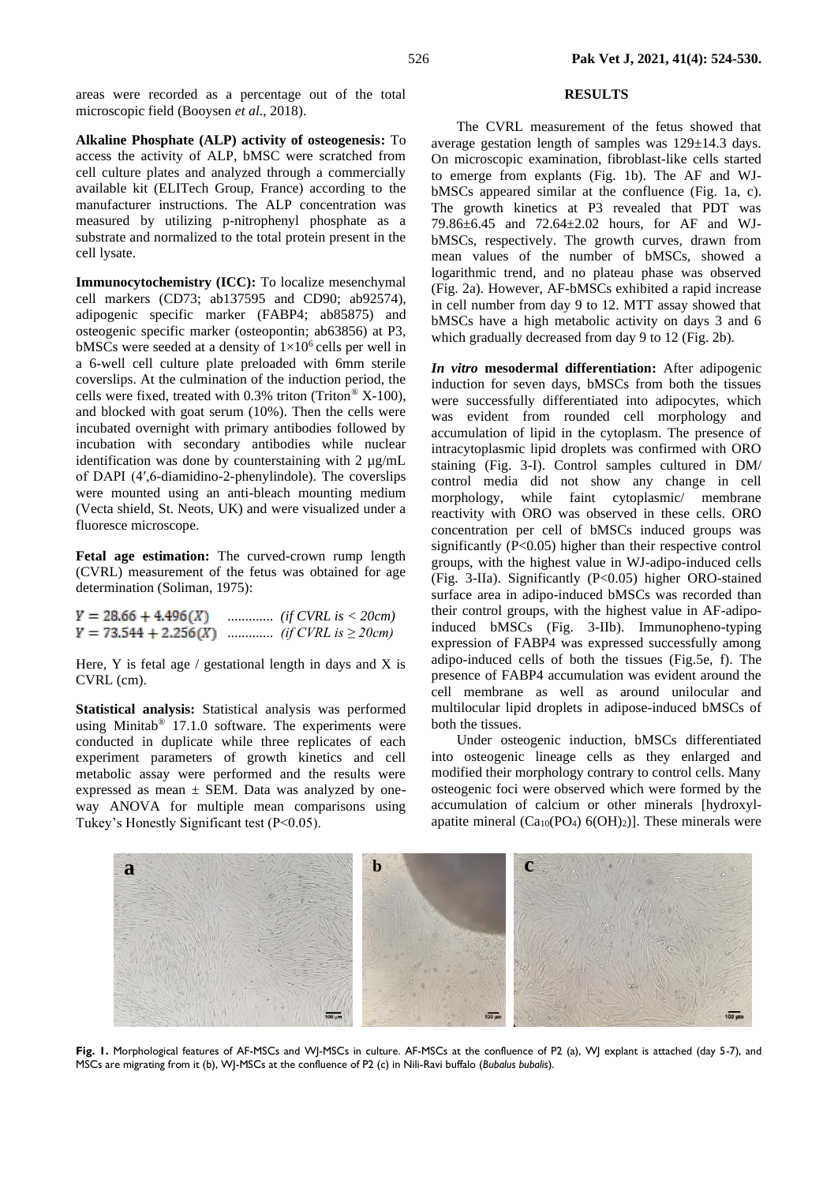areas were recorded as a percentage out of the total microscopic field (Booysen *et al.*, 2018).

**Alkaline Phosphate (ALP) activity of osteogenesis:** To access the activity of ALP, bMSC were scratched from cell culture plates and analyzed through a commercially available kit (ELITech Group, France) according to the manufacturer instructions. The ALP concentration was measured by utilizing p-nitrophenyl phosphate as a substrate and normalized to the total protein present in the cell lysate.

**Immunocytochemistry (ICC):** To localize mesenchymal cell markers (CD73; ab137595 and CD90; ab92574), adipogenic specific marker (FABP4; ab85875) and osteogenic specific marker (osteopontin; ab63856) at P3, bMSCs were seeded at a density of $1\times10^6$ cells per well in a 6-well cell culture plate preloaded with 6mm sterile coverslips. At the culmination of the induction period, the cells were fixed, treated with 0.3% triton (Triton® X-100), and blocked with goat serum (10%). Then the cells were incubated overnight with primary antibodies followed by incubation with secondary antibodies while nuclear identification was done by counterstaining with 2 µg/mL of DAPI (4′,6-diamidino-2-phenylindole). The coverslips were mounted using an anti-bleach mounting medium (Vecta shield, St. Neots, UK) and were visualized under a fluoresce microscope.

**Fetal age estimation:** The curved-crown rump length (CVRL) measurement of the fetus was obtained for age determination (Soliman, 1975):

$$Y = 28.66 + 4.496(X) \quad \text{............ (if CVRL is < 20cm)}$$
$$Y = 73.544 + 2.256(X) \quad \text{............ (if CVRL is} \geq \text{20cm)}$$

Here, Y is fetal age / gestational length in days and X is CVRL (cm).

**Statistical analysis:** Statistical analysis was performed using Minitab® 17.1.0 software. The experiments were conducted in duplicate while three replicates of each experiment parameters of growth kinetics and cell metabolic assay were performed and the results were expressed as mean ± SEM. Data was analyzed by one-way ANOVA for multiple mean comparisons using Tukey's Honestly Significant test ($P<0.05$).

## RESULTS

The CVRL measurement of the fetus showed that average gestation length of samples was 129±14.3 days. On microscopic examination, fibroblast-like cells started to emerge from explants (Fig. 1b). The AF and WJ-bMSCs appeared similar at the confluence (Fig. 1a, c). The growth kinetics at P3 revealed that PDT was 79.86±6.45 and 72.64±2.02 hours, for AF and WJ-bMSCs, respectively. The growth curves, drawn from mean values of the number of bMSCs, showed a logarithmic trend, and no plateau phase was observed (Fig. 2a). However, AF-bMSCs exhibited a rapid increase in cell number from day 9 to 12. MTT assay showed that bMSCs have a high metabolic activity on days 3 and 6 which gradually decreased from day 9 to 12 (Fig. 2b).

***In vitro* mesodermal differentiation:** After adipogenic induction for seven days, bMSCs from both the tissues were successfully differentiated into adipocytes, which was evident from rounded cell morphology and accumulation of lipid in the cytoplasm. The presence of intracytoplasmic lipid droplets was confirmed with ORO staining (Fig. 3-I). Control samples cultured in DM/ control media did not show any change in cell morphology, while faint cytoplasmic/ membrane reactivity with ORO was observed in these cells. ORO concentration per cell of bMSCs induced groups was significantly ($P<0.05$) higher than their respective control groups, with the highest value in WJ-adipo-induced cells (Fig. 3-IIa). Significantly ($P<0.05$) higher ORO-stained surface area in adipo-induced bMSCs was recorded than their control groups, with the highest value in AF-adipo-induced bMSCs (Fig. 3-IIb). Immunopheno-typing expression of FABP4 was expressed successfully among adipo-induced cells of both the tissues (Fig.5e, f). The presence of FABP4 accumulation was evident around the cell membrane as well as around unilocular and multilocular lipid droplets in adipose-induced bMSCs of both the tissues.

Under osteogenic induction, bMSCs differentiated into osteogenic lineage cells as they enlarged and modified their morphology contrary to control cells. Many osteogenic foci were observed which were formed by the accumulation of calcium or other minerals [hydroxyl-apatite mineral ($Ca_{10}(PO_4)_6(OH)_2$)]. These minerals were

**Fig. 1.** Morphological features of AF-MSCs and WJ-MSCs in culture. AF-MSCs at the confluence of P2 (a), WJ explant is attached (day 5-7), and MSCs are migrating from it (b), WJ-MSCs at the confluence of P2 (c) in Nili-Ravi buffalo (*Bubalus bubalis*).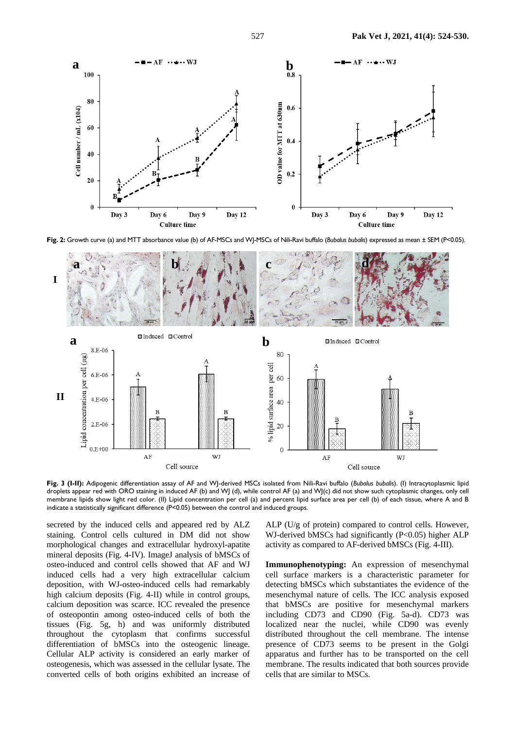Fig. 2: Growth curve (a) and MTT absorbance value (b) of AF-MSCs and WJ-MSCs of Nili-Ravi buffalo (*Bubalus bubalis*) expressed as mean ± SEM (P<0.05).

Fig. 3 (I-II): Adipogenic differentiation assay of AF and WJ-derived MSCs isolated from Nili-Ravi buffalo (*Bubalus bubalis*). (I) Intracytoplasmic lipid droplets appear red with ORO staining in induced AF (b) and WJ (d), while control AF (a) and WJ(c) did not show such cytoplasmic changes, only cell membrane lipids show light red color. (II) Lipid concentration per cell (a) and percent lipid surface area per cell (b) of each tissue, where A and B indicate a statistically significant difference (P<0.05) between the control and induced groups.

secreted by the induced cells and appeared red by ALZ staining. Control cells cultured in DM did not show morphological changes and extracellular hydroxyl-apatite mineral deposits (Fig. 4-IV). ImageJ analysis of bMSCs of osteo-induced and control cells showed that AF and WJ induced cells had a very high extracellular calcium deposition, with WJ-osteo-induced cells had remarkably high calcium deposits (Fig. 4-II) while in control groups, calcium deposition was scarce. ICC revealed the presence of osteopontin among osteo-induced cells of both the tissues (Fig. 5g, h) and was uniformly distributed throughout the cytoplasm that confirms successful differentiation of bMSCs into the osteogenic lineage. Cellular ALP activity is considered an early marker of osteogenesis, which was assessed in the cellular lysate. The converted cells of both origins exhibited an increase of ALP (U/g of protein) compared to control cells. However, WJ-derived bMSCs had significantly (P<0.05) higher ALP activity as compared to AF-derived bMSCs (Fig. 4-III).

**Immunophenotyping:** An expression of mesenchymal cell surface markers is a characteristic parameter for detecting bMSCs which substantiates the evidence of the mesenchymal nature of cells. The ICC analysis exposed that bMSCs are positive for mesenchymal markers including CD73 and CD90 (Fig. 5a-d). CD73 was localized near the nuclei, while CD90 was evenly distributed throughout the cell membrane. The intense presence of CD73 seems to be present in the Golgi apparatus and further has to be transported on the cell membrane. The results indicated that both sources provide cells that are similar to MSCs.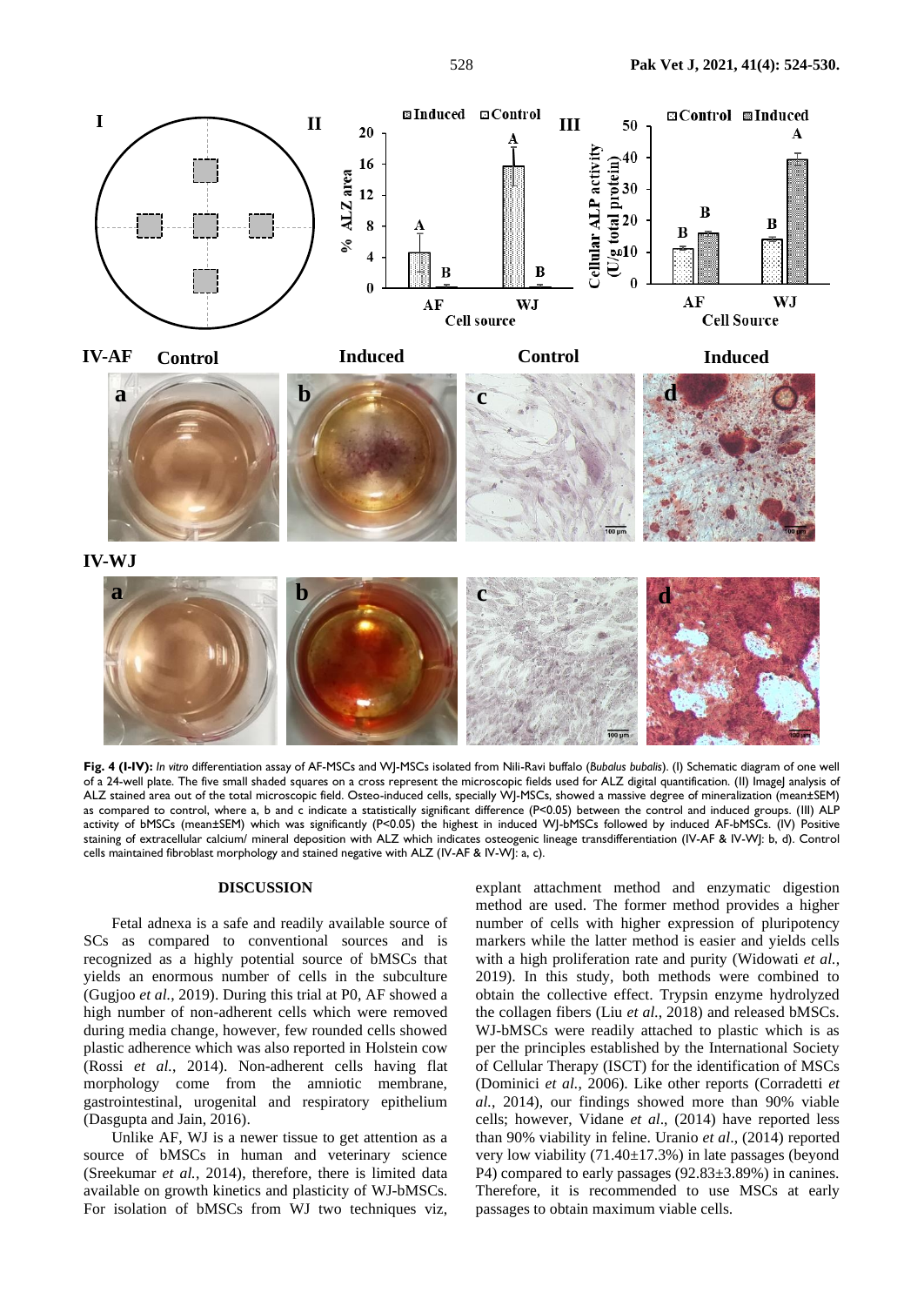**Fig. 4 (I-IV):** *In vitro* differentiation assay of AF-MSCs and WJ-MSCs isolated from Nili-Ravi buffalo (*Bubalus bubalis*). (I) Schematic diagram of one well of a 24-well plate. The five small shaded squares on a cross represent the microscopic fields used for ALZ digital quantification. (II) ImageJ analysis of ALZ stained area out of the total microscopic field. Osteo-induced cells, specially WJ-MSCs, showed a massive degree of mineralization (mean±SEM) as compared to control, where a, b and c indicate a statistically significant difference (P<0.05) between the control and induced groups. (III) ALP activity of bMSCs (mean±SEM) which was significantly (P<0.05) the highest in induced WJ-bMSCs followed by induced AF-bMSCs. (IV) Positive staining of extracellular calcium/ mineral deposition with ALZ which indicates osteogenic lineage transdifferentiation (IV-AF & IV-WJ: b, d). Control cells maintained fibroblast morphology and stained negative with ALZ (IV-AF & IV-WJ: a, c).

## DISCUSSION

Fetal adnexa is a safe and readily available source of SCs as compared to conventional sources and is recognized as a highly potential source of bMSCs that yields an enormous number of cells in the subculture (Gugjoo *et al.*, 2019). During this trial at P0, AF showed a high number of non-adherent cells which were removed during media change, however, few rounded cells showed plastic adherence which was also reported in Holstein cow (Rossi *et al.*, 2014). Non-adherent cells having flat morphology come from the amniotic membrane, gastrointestinal, urogenital and respiratory epithelium (Dasgupta and Jain, 2016).

Unlike AF, WJ is a newer tissue to get attention as a source of bMSCs in human and veterinary science (Sreekumar *et al.*, 2014), therefore, there is limited data available on growth kinetics and plasticity of WJ-bMSCs. For isolation of bMSCs from WJ two techniques viz, explant attachment method and enzymatic digestion method are used. The former method provides a higher number of cells with higher expression of pluripotency markers while the latter method is easier and yields cells with a high proliferation rate and purity (Widowati *et al.*, 2019). In this study, both methods were combined to obtain the collective effect. Trypsin enzyme hydrolyzed the collagen fibers (Liu *et al.*, 2018) and released bMSCs. WJ-bMSCs were readily attached to plastic which is as per the principles established by the International Society of Cellular Therapy (ISCT) for the identification of MSCs (Dominici *et al.*, 2006). Like other reports (Corradetti *et al.*, 2014), our findings showed more than 90% viable cells; however, Vidane *et al.*, (2014) have reported less than 90% viability in feline. Uranio *et al.*, (2014) reported very low viability (71.40±17.3%) in late passages (beyond P4) compared to early passages (92.83±3.89%) in canines. Therefore, it is recommended to use MSCs at early passages to obtain maximum viable cells.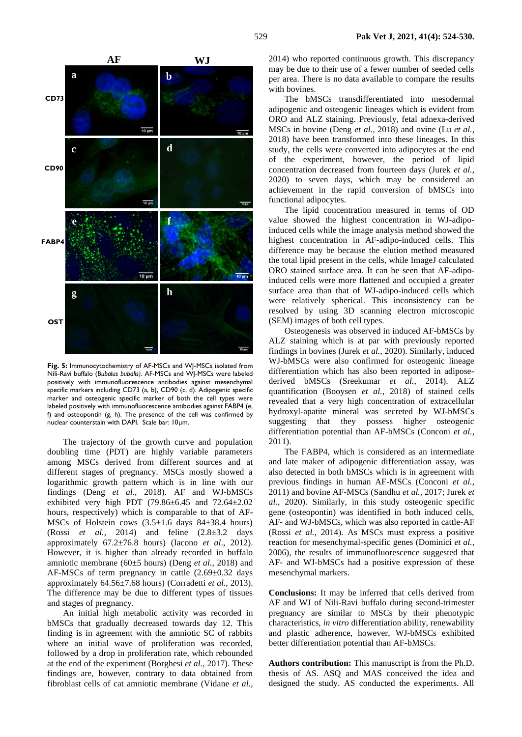**Fig. 5:** Immunocytochemistry of AF-MSCs and WJ-MSCs isolated from Nili-Ravi buffalo (*Bubalus bubalis)*. AF-MSCs and WJ-MSCs were labeled positively with immunofluorescence antibodies against mesenchymal specific markers including CD73 (a, b), CD90 (c, d). Adipogenic specific marker and osteogenic specific marker of both the cell types were labeled positively with immunofluorescence antibodies against FABP4 (e, f) and osteopontin (g, h). The presence of the cell was confirmed by nuclear counterstain with DAPI. Scale bar: 10µm.

The trajectory of the growth curve and population doubling time (PDT) are highly variable parameters among MSCs derived from different sources and at different stages of pregnancy. MSCs mostly showed a logarithmic growth pattern which is in line with our findings (Deng *et al.*, 2018). AF and WJ-bMSCs exhibited very high PDT (79.86±6.45 and 72.64±2.02 hours, respectively) which is comparable to that of AF-MSCs of Holstein cows (3.5±1.6 days 84±38.4 hours) (Rossi *et al.*, 2014) and feline (2.8±3.2 days approximately 67.2±76.8 hours) (Iacono *et al*., 2012). However, it is higher than already recorded in buffalo amniotic membrane (60±5 hours) (Deng *et al.*, 2018) and AF-MSCs of term pregnancy in cattle (2.69±0.32 days approximately 64.56±7.68 hours) (Corradetti *et al.*, 2013). The difference may be due to different types of tissues and stages of pregnancy.

An initial high metabolic activity was recorded in bMSCs that gradually decreased towards day 12. This finding is in agreement with the amniotic SC of rabbits where an initial wave of proliferation was recorded, followed by a drop in proliferation rate, which rebounded at the end of the experiment (Borghesi *et al.*, 2017). These findings are, however, contrary to data obtained from fibroblast cells of cat amniotic membrane (Vidane *et al.*, 2014) who reported continuous growth. This discrepancy may be due to their use of a fewer number of seeded cells per area. There is no data available to compare the results with bovines.

The bMSCs transdifferentiated into mesodermal adipogenic and osteogenic lineages which is evident from ORO and ALZ staining. Previously, fetal adnexa-derived MSCs in bovine (Deng *et al.*, 2018) and ovine (Lu *et al.*, 2018) have been transformed into these lineages. In this study, the cells were converted into adipocytes at the end of the experiment, however, the period of lipid concentration decreased from fourteen days (Jurek *et al.*, 2020) to seven days, which may be considered an achievement in the rapid conversion of bMSCs into functional adipocytes.

The lipid concentration measured in terms of OD value showed the highest concentration in WJ-adipo-induced cells while the image analysis method showed the highest concentration in AF-adipo-induced cells. This difference may be because the elution method measured the total lipid present in the cells, while ImageJ calculated ORO stained surface area. It can be seen that AF-adipo-induced cells were more flattened and occupied a greater surface area than that of WJ-adipo-induced cells which were relatively spherical. This inconsistency can be resolved by using 3D scanning electron microscopic (SEM) images of both cell types.

Osteogenesis was observed in induced AF-bMSCs by ALZ staining which is at par with previously reported findings in bovines (Jurek *et al.*, 2020). Similarly, induced WJ-bMSCs were also confirmed for osteogenic lineage differentiation which has also been reported in adipose-derived bMSCs (Sreekumar *et al.*, 2014). ALZ quantification (Booysen *et al.*, 2018) of stained cells revealed that a very high concentration of extracellular hydroxyl-apatite mineral was secreted by WJ-bMSCs suggesting that they possess higher osteogenic differentiation potential than AF-bMSCs (Conconi *et al.*, 2011).

The FABP4, which is considered as an intermediate and late maker of adipogenic differentiation assay, was also detected in both bMSCs which is in agreement with previous findings in human AF-MSCs (Conconi *et al.*, 2011) and bovine AF-MSCs (Sandhu *et al.*, 2017; Jurek *et al.*, 2020). Similarly, in this study osteogenic specific gene (osteopontin) was identified in both induced cells, AF- and WJ-bMSCs, which was also reported in cattle-AF (Rossi *et al.*, 2014). As MSCs must express a positive reaction for mesenchymal-specific genes (Dominici *et al.*, 2006), the results of immunofluorescence suggested that AF- and WJ-bMSCs had a positive expression of these mesenchymal markers.

**Conclusions:** It may be inferred that cells derived from AF and WJ of Nili-Ravi buffalo during second-trimester pregnancy are similar to MSCs by their phenotypic characteristics, *in vitro* differentiation ability, renewability and plastic adherence, however, WJ-bMSCs exhibited better differentiation potential than AF-bMSCs.

**Authors contribution:** This manuscript is from the Ph.D. thesis of AS. ASQ and MAS conceived the idea and designed the study. AS conducted the experiments. All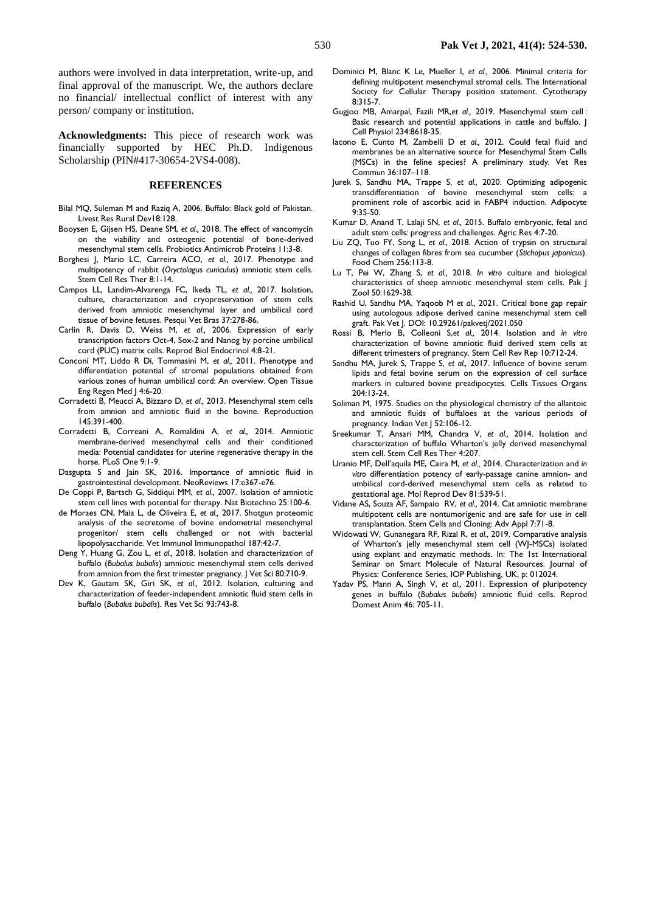authors were involved in data interpretation, write-up, and final approval of the manuscript. We, the authors declare no financial/ intellectual conflict of interest with any person/ company or institution.

**Acknowledgments:** This piece of research work was financially supported by HEC Ph.D. Indigenous Scholarship (PIN#417-30654-2VS4-008).

## REFERENCES

Bilal MQ, Suleman M and Raziq A, 2006. Buffalo: Black gold of Pakistan. Livest Res Rural Dev18:128.

Booysen E, Gijsen HS, Deane SM, *et al.,* 2018. The effect of vancomycin on the viability and osteogenic potential of bone-derived mesenchymal stem cells. Probiotics Antimicrob Proteins 11:3-8.

Borghesi J, Mario LC, Carreira ACO, *et al.,* 2017. Phenotype and multipotency of rabbit (*Oryctolagus cuniculus*) amniotic stem cells. Stem Cell Res Ther 8:1-14.

Campos LL, Landim-Alvarenga FC, Ikeda TL, *et al.,* 2017. Isolation, culture, characterization and cryopreservation of stem cells derived from amniotic mesenchymal layer and umbilical cord tissue of bovine fetuses. Pesqui Vet Bras 37:278-86.

Carlin R, Davis D, Weiss M, *et al.,* 2006. Expression of early transcription factors Oct-4, Sox-2 and Nanog by porcine umbilical cord (PUC) matrix cells. Reprod Biol Endocrinol 4:8-21.

Conconi MT, Liddo R Di, Tommasini M, *et al.,* 2011. Phenotype and differentiation potential of stromal populations obtained from various zones of human umbilical cord: An overview. Open Tissue Eng Regen Med J 4:6-20.

Corradetti B, Meucci A, Bizzaro D, *et al.,* 2013. Mesenchymal stem cells from amnion and amniotic fluid in the bovine. Reproduction 145:391-400.

Corradetti B, Correani A, Romaldini A, *et al.,* 2014. Amniotic membrane-derived mesenchymal cells and their conditioned media: Potential candidates for uterine regenerative therapy in the horse. PLoS One 9:1-9.

Dasgupta S and Jain SK, 2016. Importance of amniotic fluid in gastrointestinal development. NeoReviews 17:e367-e76.

De Coppi P, Bartsch G, Siddiqui MM, *et al.,* 2007. Isolation of amniotic stem cell lines with potential for therapy. Nat Biotechno 25:100-6.

de Moraes CN, Maia L, de Oliveira E, *et al.,* 2017. Shotgun proteomic analysis of the secretome of bovine endometrial mesenchymal progenitor/ stem cells challenged or not with bacterial lipopolysaccharide. Vet Immunol Immunopathol 187:42-7.

Deng Y, Huang G, Zou L, *et al.,* 2018. Isolation and characterization of buffalo (*Bubalus bubalis*) amniotic mesenchymal stem cells derived from amnion from the first trimester pregnancy. J Vet Sci 80:710-9.

Dev K, Gautam SK, Giri SK, *et al.,* 2012. Isolation, culturing and characterization of feeder-independent amniotic fluid stem cells in buffalo (*Bubalus bubalis*). Res Vet Sci 93:743-8.

Dominici M, Blanc K Le, Mueller I, *et al.,* 2006. Minimal criteria for defining multipotent mesenchymal stromal cells. The International Society for Cellular Therapy position statement. Cytotherapy 8:315-7.

Gugjoo MB, Amarpal, Fazili MR,*et al.,* 2019. Mesenchymal stem cell : Basic research and potential applications in cattle and buffalo. J Cell Physiol 234:8618-35.

Iacono E, Cunto M, Zambelli D *et al.,* 2012. Could fetal fluid and membranes be an alternative source for Mesenchymal Stem Cells (MSCs) in the feline species? A preliminary study. Vet Res Commun 36:107–118.

Jurek S, Sandhu MA, Trappe S, *et al.,* 2020. Optimizing adipogenic transdifferentiation of bovine mesenchymal stem cells: a prominent role of ascorbic acid in FABP4 induction. Adipocyte 9:35-50.

Kumar D, Anand T, Lalaji SN, *et al.,* 2015. Buffalo embryonic, fetal and adult stem cells: progress and challenges. Agric Res 4:7-20.

Liu ZQ, Tuo FY, Song L, *et al.,* 2018. Action of trypsin on structural changes of collagen fibres from sea cucumber (*Stichopus japonicus*). Food Chem 256:113-8.

Lu T, Pei W, Zhang S, *et al.,* 2018. *In vitro* culture and biological characteristics of sheep amniotic mesenchymal stem cells. Pak J Zool 50:1629-38.

Rashid U, Sandhu MA, Yaqoob M *et al.,* 2021. Critical bone gap repair using autologous adipose derived canine mesenchymal stem cell graft. Pak Vet J. DOI: 10.29261/pakvetj/2021.050

Rossi B, Merlo B, Colleoni S,*et al.,* 2014. Isolation and *in vitro* characterization of bovine amniotic fluid derived stem cells at different trimesters of pregnancy. Stem Cell Rev Rep 10:712-24.

Sandhu MA, Jurek S, Trappe S, *et al.,* 2017. Influence of bovine serum lipids and fetal bovine serum on the expression of cell surface markers in cultured bovine preadipocytes. Cells Tissues Organs 204:13-24.

Soliman M, 1975. Studies on the physiological chemistry of the allantoic and amniotic fluids of buffaloes at the various periods of pregnancy. Indian Vet J 52:106-12.

Sreekumar T, Ansari MM, Chandra V, *et al.,* 2014. Isolation and characterization of buffalo Wharton's jelly derived mesenchymal stem cell. Stem Cell Res Ther 4:207.

Uranio MF, Dell'aquila ME, Caira M, *et al.,* 2014. Characterization and *in vitro* differentiation potency of early-passage canine amnion- and umbilical cord-derived mesenchymal stem cells as related to gestational age. Mol Reprod Dev 81:539-51.

Vidane AS, Souza AF, Sampaio RV, *et al.,* 2014. Cat amniotic membrane multipotent cells are nontumorigenic and are safe for use in cell transplantation. Stem Cells and Cloning: Adv Appl 7:71-8.

Widowati W, Gunanegara RF, Rizal R, *et al.,* 2019. Comparative analysis of Wharton's jelly mesenchymal stem cell (WJ-MSCs) isolated using explant and enzymatic methods. In: The 1st International Seminar on Smart Molecule of Natural Resources. Journal of Physics: Conference Series, IOP Publishing, UK, p: 012024.

Yadav PS, Mann A, Singh V, *et al.,* 2011. Expression of pluripotency genes in buffalo (*Bubalus bubalis*) amniotic fluid cells. Reprod Domest Anim 46: 705-11.